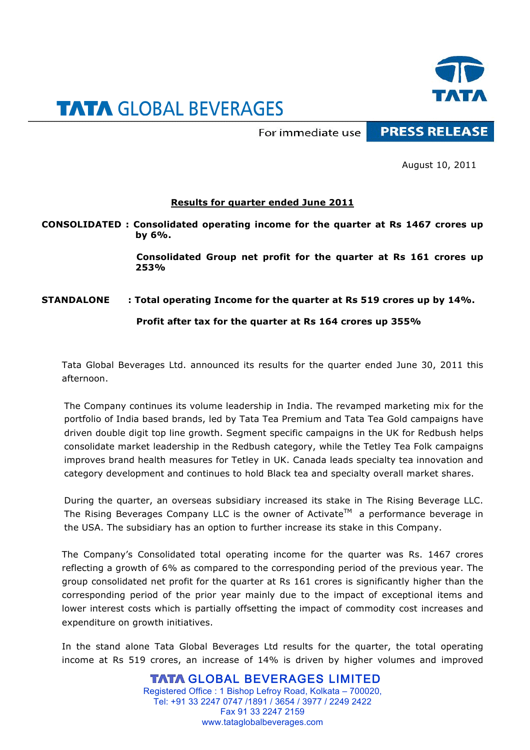# TATA GLOBAL BEVERAGES

For immediate use **PRESS RELEASE**

August 10, 2011

**Results for quarter ended June 2011**

**CONSOLIDATED : Consolidated operating income for the quarter at Rs 1467 crores up by 6%.**

**Consolidated Group net profit for the quarter at Rs 161 crores up 253%**

**STANDALONE : Total operating Income for the quarter at Rs 519 crores up by 14%.**

**Profit after tax for the quarter at Rs 164 crores up 355%**

Tata Global Beverages Ltd. announced its results for the quarter ended June 30, 2011 this afternoon.

The Company continues its volume leadership in India. The revamped marketing mix for the portfolio of India based brands, led by Tata Tea Premium and Tata Tea Gold campaigns have driven double digit top line growth. Segment specific campaigns in the UK for Redbush helps consolidate market leadership in the Redbush category, while the Tetley Tea Folk campaigns improves brand health measures for Tetley in UK. Canada leads specialty tea innovation and category development and continues to hold Black tea and specialty overall market shares.

During the quarter, an overseas subsidiary increased its stake in The Rising Beverage LLC. The Rising Beverages Company LLC is the owner of Activate™ a performance beverage in the USA. The subsidiary has an option to further increase its stake in this Company.

The Company's Consolidated total operating income for the quarter was Rs. 1467 crores reflecting a growth of 6% as compared to the corresponding period of the previous year. The group consolidated net profit for the quarter at Rs 161 crores is significantly higher than the corresponding period of the prior year mainly due to the impact of exceptional items and lower interest costs which is partially offsetting the impact of commodity cost increases and expenditure on growth initiatives.

In the stand alone Tata Global Beverages Ltd results for the quarter, the total operating income at Rs 519 crores, an increase of 14% is driven by higher volumes and improved

**TATA GLOBAL BEVERAGES LIMITED**
Registered Office : 1 Bishop Lefroy Road, Kolkata – 700020,
Tel: +91 33 2247 0747 /1891 / 3654 / 3977 / 2249 2422
Fax 91 33 2247 2159
www.tataglobalbeverages.com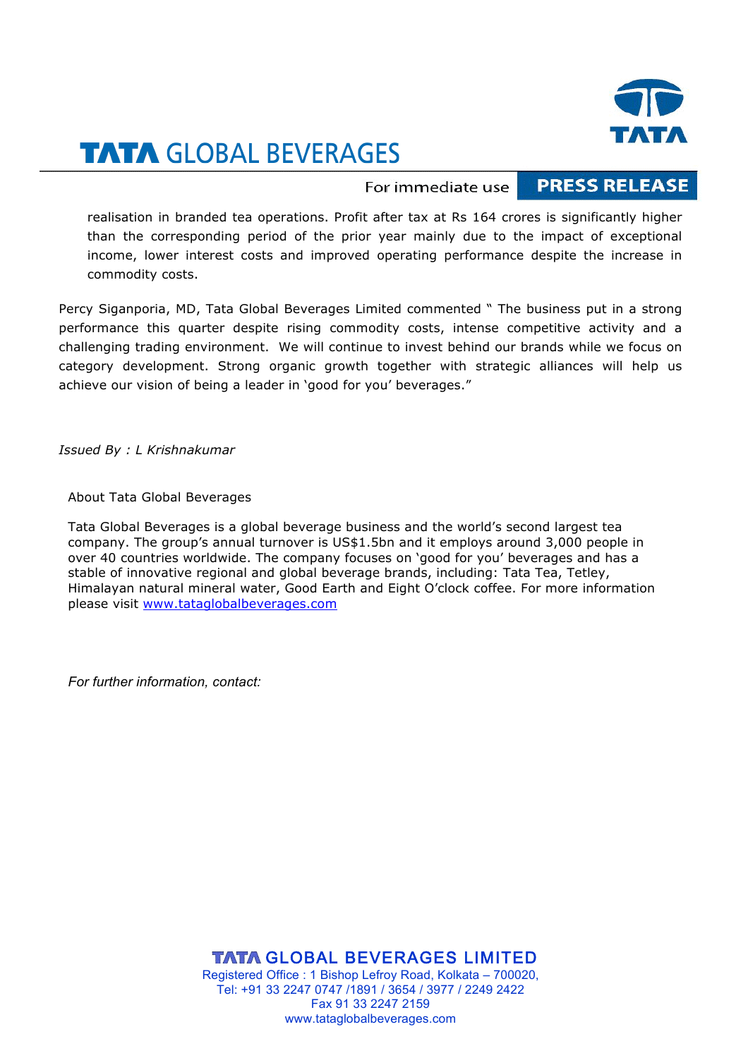realisation in branded tea operations. Profit after tax at Rs 164 crores is significantly higher than the corresponding period of the prior year mainly due to the impact of exceptional income, lower interest costs and improved operating performance despite the increase in commodity costs.

Percy Siganporia, MD, Tata Global Beverages Limited commented " The business put in a strong performance this quarter despite rising commodity costs, intense competitive activity and a challenging trading environment. We will continue to invest behind our brands while we focus on category development. Strong organic growth together with strategic alliances will help us achieve our vision of being a leader in 'good for you' beverages."

*Issued By : L Krishnakumar*

About Tata Global Beverages

Tata Global Beverages is a global beverage business and the world's second largest tea company. The group's annual turnover is US$1.5bn and it employs around 3,000 people in over 40 countries worldwide. The company focuses on 'good for you' beverages and has a stable of innovative regional and global beverage brands, including: Tata Tea, Tetley, Himalayan natural mineral water, Good Earth and Eight O'clock coffee. For more information please visit www.tataglobalbeverages.com

*For further information, contact:*

**TATA GLOBAL BEVERAGES LIMITED**
Registered Office : 1 Bishop Lefroy Road, Kolkata – 700020,
Tel: +91 33 2247 0747 /1891 / 3654 / 3977 / 2249 2422
Fax 91 33 2247 2159
www.tataglobalbeverages.com